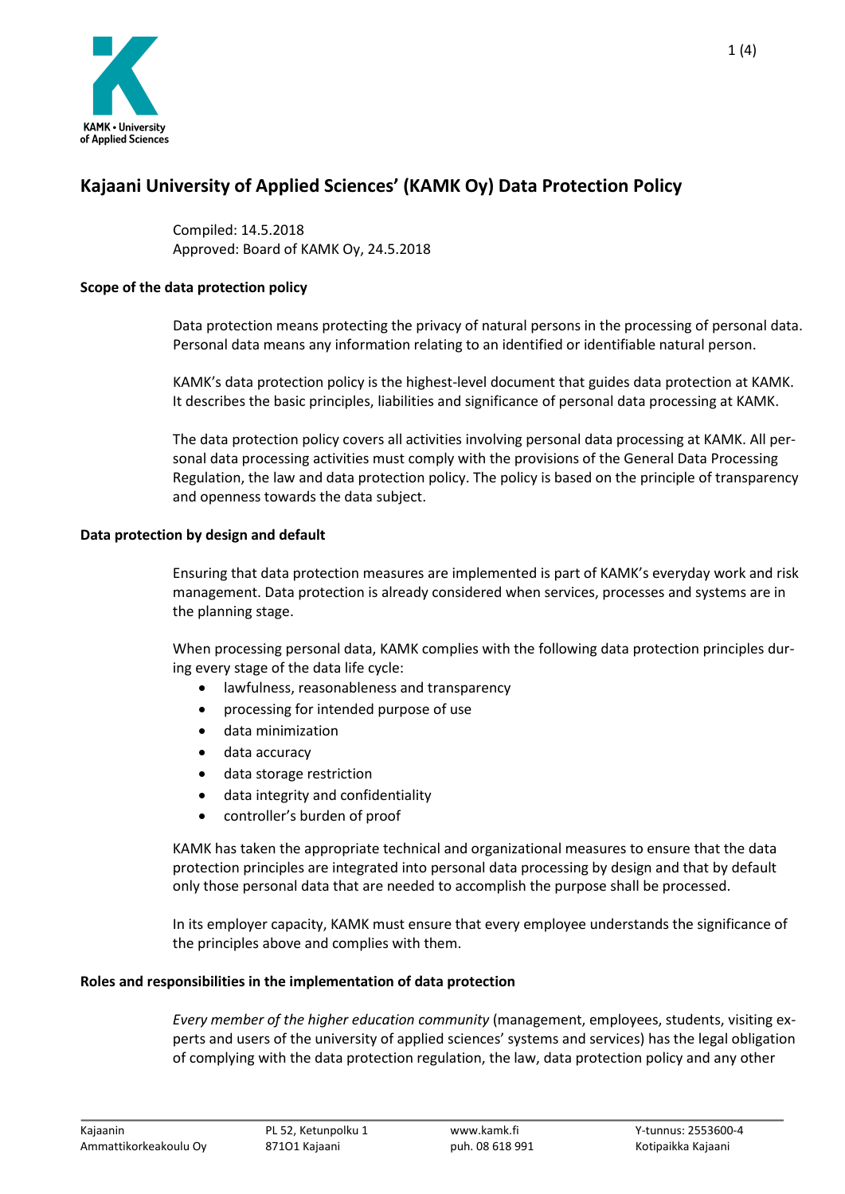# Kajaani University of Applied Sciences' (KAMK Oy) Data Protection Policy

Compiled: 14.5.2018
Approved: Board of KAMK Oy, 24.5.2018

**Scope of the data protection policy**

Data protection means protecting the privacy of natural persons in the processing of personal data. Personal data means any information relating to an identified or identifiable natural person.

KAMK's data protection policy is the highest-level document that guides data protection at KAMK. It describes the basic principles, liabilities and significance of personal data processing at KAMK.

The data protection policy covers all activities involving personal data processing at KAMK. All personal data processing activities must comply with the provisions of the General Data Processing Regulation, the law and data protection policy. The policy is based on the principle of transparency and openness towards the data subject.

**Data protection by design and default**

Ensuring that data protection measures are implemented is part of KAMK's everyday work and risk management. Data protection is already considered when services, processes and systems are in the planning stage.

When processing personal data, KAMK complies with the following data protection principles during every stage of the data life cycle:

- lawfulness, reasonableness and transparency
- processing for intended purpose of use
- data minimization
- data accuracy
- data storage restriction
- data integrity and confidentiality
- controller's burden of proof

KAMK has taken the appropriate technical and organizational measures to ensure that the data protection principles are integrated into personal data processing by design and that by default only those personal data that are needed to accomplish the purpose shall be processed.

In its employer capacity, KAMK must ensure that every employee understands the significance of the principles above and complies with them.

**Roles and responsibilities in the implementation of data protection**

*Every member of the higher education community* (management, employees, students, visiting experts and users of the university of applied sciences' systems and services) has the legal obligation of complying with the data protection regulation, the law, data protection policy and any other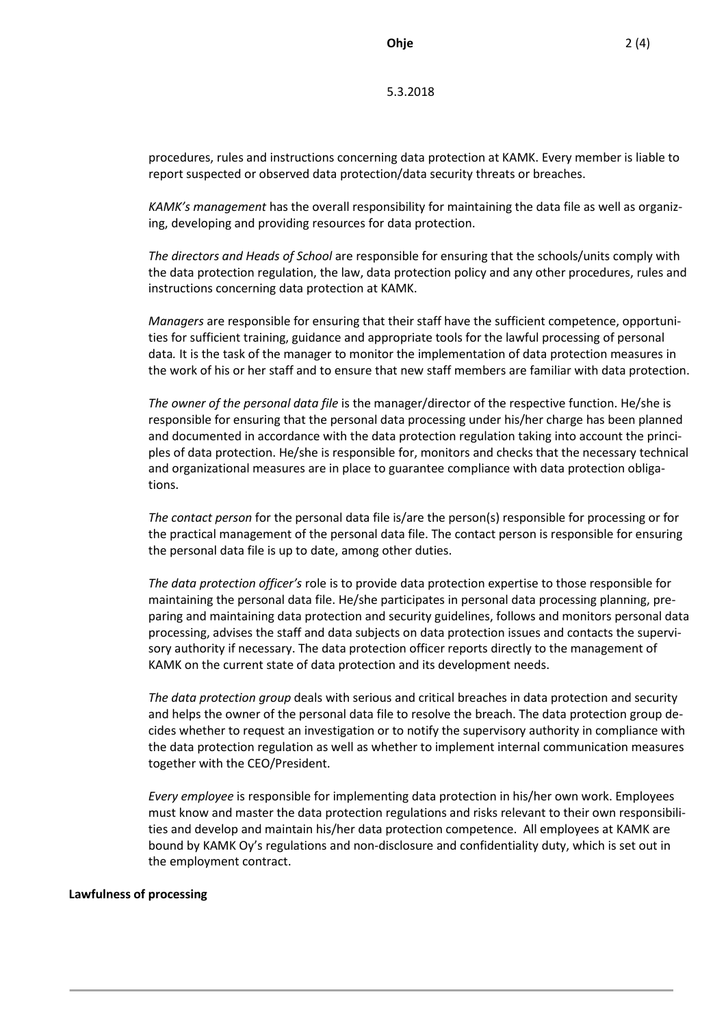procedures, rules and instructions concerning data protection at KAMK. Every member is liable to report suspected or observed data protection/data security threats or breaches.

*KAMK's management* has the overall responsibility for maintaining the data file as well as organizing, developing and providing resources for data protection.

*The directors and Heads of School* are responsible for ensuring that the schools/units comply with the data protection regulation, the law, data protection policy and any other procedures, rules and instructions concerning data protection at KAMK.

*Managers* are responsible for ensuring that their staff have the sufficient competence, opportunities for sufficient training, guidance and appropriate tools for the lawful processing of personal data. It is the task of the manager to monitor the implementation of data protection measures in the work of his or her staff and to ensure that new staff members are familiar with data protection.

*The owner of the personal data file* is the manager/director of the respective function. He/she is responsible for ensuring that the personal data processing under his/her charge has been planned and documented in accordance with the data protection regulation taking into account the principles of data protection. He/she is responsible for, monitors and checks that the necessary technical and organizational measures are in place to guarantee compliance with data protection obligations.

*The contact person* for the personal data file is/are the person(s) responsible for processing or for the practical management of the personal data file. The contact person is responsible for ensuring the personal data file is up to date, among other duties.

*The data protection officer's* role is to provide data protection expertise to those responsible for maintaining the personal data file. He/she participates in personal data processing planning, preparing and maintaining data protection and security guidelines, follows and monitors personal data processing, advises the staff and data subjects on data protection issues and contacts the supervisory authority if necessary. The data protection officer reports directly to the management of KAMK on the current state of data protection and its development needs.

*The data protection group* deals with serious and critical breaches in data protection and security and helps the owner of the personal data file to resolve the breach. The data protection group decides whether to request an investigation or to notify the supervisory authority in compliance with the data protection regulation as well as whether to implement internal communication measures together with the CEO/President.

*Every employee* is responsible for implementing data protection in his/her own work. Employees must know and master the data protection regulations and risks relevant to their own responsibilities and develop and maintain his/her data protection competence. All employees at KAMK are bound by KAMK Oy's regulations and non-disclosure and confidentiality duty, which is set out in the employment contract.

**Lawfulness of processing**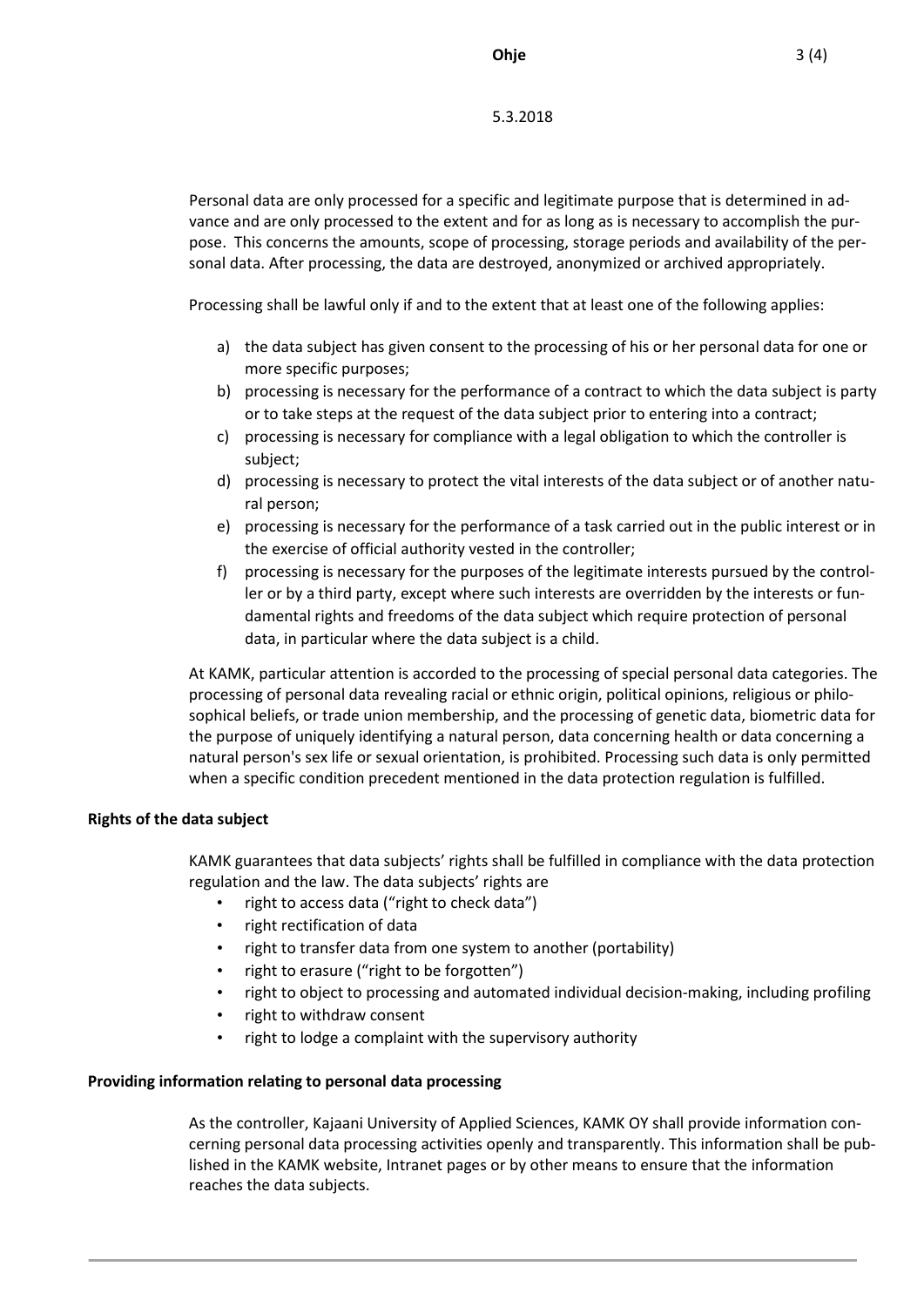Personal data are only processed for a specific and legitimate purpose that is determined in advance and are only processed to the extent and for as long as is necessary to accomplish the purpose. This concerns the amounts, scope of processing, storage periods and availability of the personal data. After processing, the data are destroyed, anonymized or archived appropriately.

Processing shall be lawful only if and to the extent that at least one of the following applies:

a) the data subject has given consent to the processing of his or her personal data for one or more specific purposes;
b) processing is necessary for the performance of a contract to which the data subject is party or to take steps at the request of the data subject prior to entering into a contract;
c) processing is necessary for compliance with a legal obligation to which the controller is subject;
d) processing is necessary to protect the vital interests of the data subject or of another natural person;
e) processing is necessary for the performance of a task carried out in the public interest or in the exercise of official authority vested in the controller;
f) processing is necessary for the purposes of the legitimate interests pursued by the controller or by a third party, except where such interests are overridden by the interests or fundamental rights and freedoms of the data subject which require protection of personal data, in particular where the data subject is a child.

At KAMK, particular attention is accorded to the processing of special personal data categories. The processing of personal data revealing racial or ethnic origin, political opinions, religious or philosophical beliefs, or trade union membership, and the processing of genetic data, biometric data for the purpose of uniquely identifying a natural person, data concerning health or data concerning a natural person's sex life or sexual orientation, is prohibited. Processing such data is only permitted when a specific condition precedent mentioned in the data protection regulation is fulfilled.

**Rights of the data subject**

KAMK guarantees that data subjects' rights shall be fulfilled in compliance with the data protection regulation and the law. The data subjects' rights are

- right to access data ("right to check data")
- right rectification of data
- right to transfer data from one system to another (portability)
- right to erasure ("right to be forgotten")
- right to object to processing and automated individual decision-making, including profiling
- right to withdraw consent
- right to lodge a complaint with the supervisory authority

**Providing information relating to personal data processing**

As the controller, Kajaani University of Applied Sciences, KAMK OY shall provide information concerning personal data processing activities openly and transparently. This information shall be published in the KAMK website, Intranet pages or by other means to ensure that the information reaches the data subjects.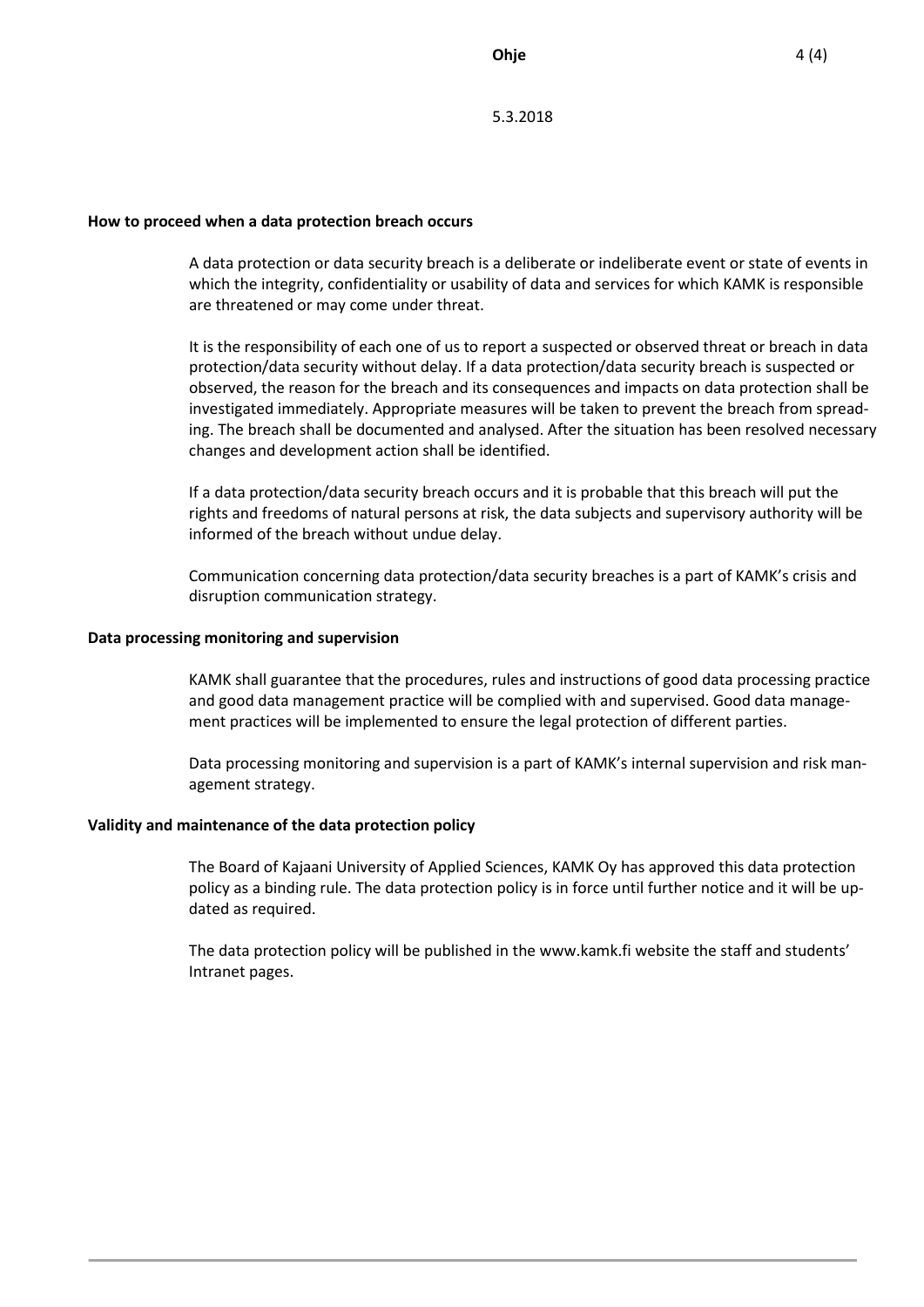**How to proceed when a data protection breach occurs**

A data protection or data security breach is a deliberate or indeliberate event or state of events in which the integrity, confidentiality or usability of data and services for which KAMK is responsible are threatened or may come under threat.

It is the responsibility of each one of us to report a suspected or observed threat or breach in data protection/data security without delay. If a data protection/data security breach is suspected or observed, the reason for the breach and its consequences and impacts on data protection shall be investigated immediately. Appropriate measures will be taken to prevent the breach from spreading. The breach shall be documented and analysed. After the situation has been resolved necessary changes and development action shall be identified.

If a data protection/data security breach occurs and it is probable that this breach will put the rights and freedoms of natural persons at risk, the data subjects and supervisory authority will be informed of the breach without undue delay.

Communication concerning data protection/data security breaches is a part of KAMK's crisis and disruption communication strategy.

**Data processing monitoring and supervision**

KAMK shall guarantee that the procedures, rules and instructions of good data processing practice and good data management practice will be complied with and supervised. Good data management practices will be implemented to ensure the legal protection of different parties.

Data processing monitoring and supervision is a part of KAMK's internal supervision and risk management strategy.

**Validity and maintenance of the data protection policy**

The Board of Kajaani University of Applied Sciences, KAMK Oy has approved this data protection policy as a binding rule. The data protection policy is in force until further notice and it will be updated as required.

The data protection policy will be published in the www.kamk.fi website the staff and students' Intranet pages.